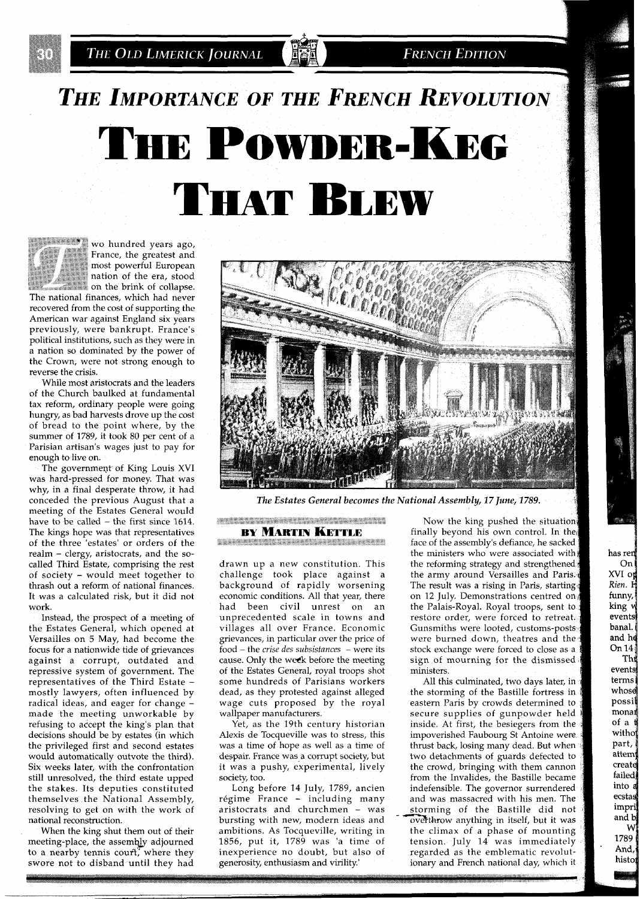# THE IMPORTANCE OF THE FRENCH REVOLUTION

# THE POWDER-KEG THAT BLEW

**BY MARTIN KETTLE**

Two hundred years ago, France, the greatest and most powerful European nation of the era, stood on the brink of collapse. The national finances, which had never recovered from the cost of supporting the American war against England six years previously, were bankrupt. France's political institutions, such as they were in a nation so dominated by the power of the Crown, were not strong enough to reverse the crisis.

While most aristocrats and the leaders of the Church baulked at fundamental tax reform, ordinary people were going hungry, as bad harvests drove up the cost of bread to the point where, by the summer of 1789, it took 80 per cent of a Parisian artisan's wages just to pay for enough to live on.

The government of King Louis XVI was hard-pressed for money. That was why, in a final desperate throw, it had conceded the previous August that a meeting of the Estates General would have to be called – the first since 1614. The kings hope was that representatives of the three 'estates' or orders of the realm – clergy, aristocrats, and the so-called Third Estate, comprising the rest of society – would meet together to thrash out a reform of national finances. It was a calculated risk, but it did not work.

Instead, the prospect of a meeting of the Estates General, which opened at Versailles on 5 May, had become the focus for a nationwide tide of grievances against a corrupt, outdated and repressive system of government. The representatives of the Third Estate – mostly lawyers, often influenced by radical ideas, and eager for change – made the meeting unworkable by refusing to accept the king's plan that decisions should be by estates (in which the privileged first and second estates would automatically outvote the third). Six weeks later, with the confrontation still unresolved, the third estate upped the stakes. Its deputies constituted themselves the National Assembly, resolving to get on with the work of national reconstruction.

When the king shut them out of their meeting-place, the assembly adjourned to a nearby tennis court, where they swore not to disband until they had drawn up a new constitution. This challenge took place against a background of rapidly worsening economic conditions. All that year, there had been civil unrest on an unprecedented scale in towns and villages all over France. Economic grievances, in particular over the price of food – the *crise des subsistances* – were its cause. Only the week before the meeting of the Estates General, royal troops shot some hundreds of Parisians workers dead, as they protested against alleged wage cuts proposed by the royal wallpaper manufacturers.

*The Estates General becomes the National Assembly, 17 June, 1789.*

Yet, as the 19th century historian Alexis de Tocqueville was to stress, this was a time of hope as well as a time of despair. France was a corrupt society, but it was a pushy, experimental, lively society, too.

Long before 14 July, 1789, ancien régime France – including many aristocrats and churchmen – was bursting with new, modern ideas and ambitions. As Tocqueville, writing in 1856, put it, 1789 was 'a time of inexperience no doubt, but also of generosity, enthusiasm and virility.'

Now the king pushed the situation finally beyond his own control. In the face of the assembly's defiance, he sacked the ministers who were associated with the reforming strategy and strengthened the army around Versailles and Paris. The result was a rising in Paris, starting on 12 July. Demonstrations centred on the Palais-Royal. Royal troops, sent to restore order, were forced to retreat. Gunsmiths were looted, customs-posts were burned down, theatres and the stock exchange were forced to close as a sign of mourning for the dismissed ministers.

All this culminated, two days later, in the storming of the Bastille fortress in eastern Paris by crowds determined to secure supplies of gunpowder held inside. At first, the besiegers from the impoverished Faubourg St Antoine were thrust back, losing many dead. But when two detachments of guards defected to the crowd, bringing with them cannon from the Invalides, the Bastille became indefensible. The governor surrendered and was massacred with his men. The storming of the Bastille did not overthrow anything in itself, but it was the climax of a phase of mounting tension. July 14 was immediately regarded as the emblematic revolutionary and French national day, which it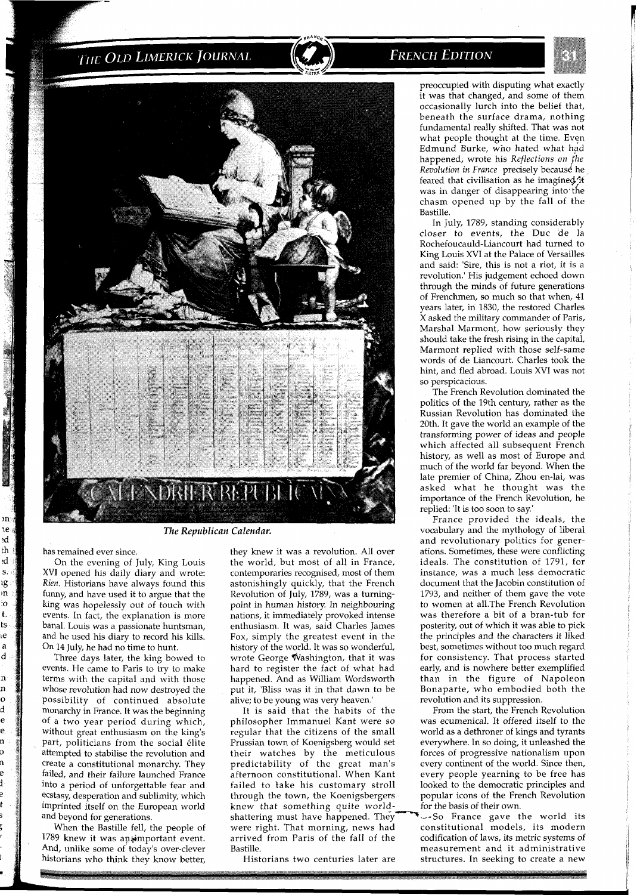*The Republican Calendar.*

has remained ever since.

On the evening of July, King Louis XVI opened his daily diary and wrote: *Rien*. Historians have always found this funny, and have used it to argue that the king was hopelessly out of touch with events. In fact, the explanation is more banal. Louis was a passionate huntsman, and he used his diary to record his kills. On 14 July, he had no time to hunt.

Three days later, the king bowed to events. He came to Paris to try to make terms with the capital and with those whose revolution had now destroyed the possibility of continued absolute monarchy in France. It was the beginning of a two year period during which, without great enthusiasm on the king's part, politicians from the social élite attempted to stabilise the revolution and create a constitutional monarchy. They failed, and their failure launched France into a period of unforgettable fear and ecstasy, desperation and sublimity, which imprinted itself on the European world and beyond for generations.

When the Bastille fell, the people of 1789 knew it was an important event. And, unlike some of today's over-clever historians who think they know better, they knew it was a revolution. All over the world, but most of all in France, contemporaries recognised, most of them astonishingly quickly, that the French Revolution of July, 1789, was a turning-point in human history. In neighbouring nations, it immediately provoked intense enthusiasm. It was, said Charles James Fox, simply the greatest event in the history of the world. It was so wonderful, wrote George Washington, that it was hard to register the fact of what had happened. And as William Wordsworth put it, 'Bliss was it in that dawn to be alive; to be young was very heaven.'

It is said that the habits of the philosopher Immanuel Kant were so regular that the citizens of the small Prussian town of Koenigsberg would set their watches by the meticulous predictability of the great man's afternoon constitutional. When Kant failed to take his customary stroll through the town, the Koenigsbergers knew that something quite world-shattering must have happened. They were right. That morning, news had arrived from Paris of the fall of the Bastille.

Historians two centuries later are preoccupied with disputing what exactly it was that changed, and some of them occasionally lurch into the belief that, beneath the surface drama, nothing fundamental really shifted. That was not what people thought at the time. Even Edmund Burke, who hated what had happened, wrote his *Reflections on the Revolution in France* precisely because he feared that civilisation as he imagined it was in danger of disappearing into the chasm opened up by the fall of the Bastille.

In July, 1789, standing considerably closer to events, the Duc de la Rochefoucauld-Liancourt had turned to King Louis XVI at the Palace of Versailles and said: 'Sire, this is not a riot, it is a revolution.' His judgement echoed down through the minds of future generations of Frenchmen, so much so that when, 41 years later, in 1830, the restored Charles X asked the military commander of Paris, Marshal Marmont, how seriously they should take the fresh rising in the capital, Marmont replied with those self-same words of de Liancourt. Charles took the hint, and fled abroad. Louis XVI was not so perspicacious.

The French Revolution dominated the politics of the 19th century, rather as the Russian Revolution has dominated the 20th. It gave the world an example of the transforming power of ideas and people which affected all subsequent French history, as well as most of Europe and much of the world far beyond. When the late premier of China, Zhou en-lai, was asked what he thought was the importance of the French Revolution, he replied: 'It is too soon to say.'

France provided the ideals, the vocabulary and the mythology of liberal and revolutionary politics for generations. Sometimes, these were conflicting ideals. The constitution of 1791, for instance, was a much less democratic document that the Jacobin constitution of 1793, and neither of them gave the vote to women at all. The French Revolution was therefore a bit of a bran-tub for posterity, out of which it was able to pick the principles and the characters it liked best, sometimes without too much regard for consistency. That process started early, and is nowhere better exemplified than in the figure of Napoleon Bonaparte, who embodied both the revolution and its suppression.

From the start, the French Revolution was ecumenical. It offered itself to the world as a dethroner of kings and tyrants everywhere. In so doing, it unleashed the forces of progressive nationalism upon every continent of the world. Since then, every people yearning to be free has looked to the democratic principles and popular icons of the French Revolution for the basis of their own.

So France gave the world its constitutional models, its modern codification of laws, its metric systems of measurement and it administrative structures. In seeking to create a new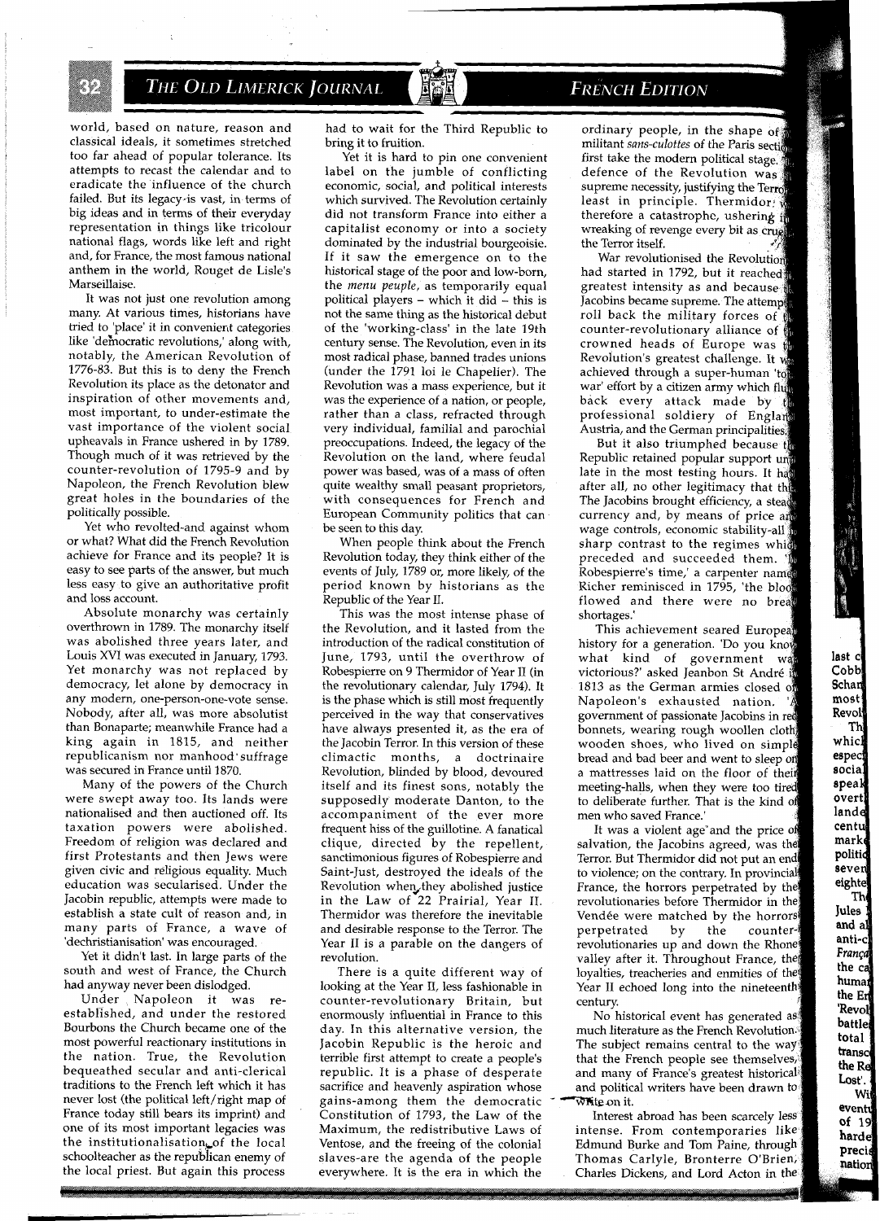world, based on nature, reason and classical ideals, it sometimes stretched too far ahead of popular tolerance. Its attempts to recast the calendar and to eradicate the influence of the church failed. But its legacy is vast, in terms of big ideas and in terms of their everyday representation in things like tricolour national flags, words like left and right and, for France, the most famous national anthem in the world, Rouget de Lisle's Marseillaise.

It was not just one revolution among many. At various times, historians have tried to 'place' it in convenient categories like 'democratic revolutions,' along with, notably, the American Revolution of 1776-83. But this is to deny the French Revolution its place as the detonator and inspiration of other movements and, most important, to under-estimate the vast importance of the violent social upheavals in France ushered in by 1789. Though much of it was retrieved by the counter-revolution of 1795-9 and by Napoleon, the French Revolution blew great holes in the boundaries of the politically possible.

Yet who revolted-and against whom or what? What did the French Revolution achieve for France and its people? It is easy to see parts of the answer, but much less easy to give an authoritative profit and loss account.

Absolute monarchy was certainly overthrown in 1789. The monarchy itself was abolished three years later, and Louis XVI was executed in January, 1793. Yet monarchy was not replaced by democracy, let alone by democracy in any modern, one-person-one-vote sense. Nobody, after all, was more absolutist than Bonaparte; meanwhile France had a king again in 1815, and neither republicanism nor manhood suffrage was secured in France until 1870.

Many of the powers of the Church were swept away too. Its lands were nationalised and then auctioned off. Its taxation powers were abolished. Freedom of religion was declared and first Protestants and then Jews were given civic and religious equality. Much education was secularised. Under the Jacobin republic, attempts were made to establish a state cult of reason and, in many parts of France, a wave of 'dechristianisation' was encouraged.

Yet it didn't last. In large parts of the south and west of France, the Church had anyway never been dislodged.

Under Napoleon it was re-established, and under the restored Bourbons the Church became one of the most powerful reactionary institutions in the nation. True, the Revolution bequeathed secular and anti-clerical traditions to the French left which it has never lost (the political left/right map of France today still bears its imprint) and one of its most important legacies was the institutionalisation of the local schoolteacher as the republican enemy of the local priest. But again this process had to wait for the Third Republic to bring it to fruition.

Yet it is hard to pin one convenient label on the jumble of conflicting economic, social, and political interests which survived. The Revolution certainly did not transform France into either a capitalist economy or into a society dominated by the industrial bourgeoisie. If it saw the emergence on to the historical stage of the poor and low-born, the *menu peuple*, as temporarily equal political players – which it did – this is not the same thing as the historical debut of the 'working-class' in the late 19th century sense. The Revolution, even in its most radical phase, banned trades unions (under the 1791 loi le Chapelier). The Revolution was a mass experience, but it was the experience of a nation, or people, rather than a class, refracted through very individual, familial and parochial preoccupations. Indeed, the legacy of the Revolution on the land, where feudal power was based, was of a mass of often quite wealthy small peasant proprietors, with consequences for French and European Community politics that can be seen to this day.

When people think about the French Revolution today, they think either of the events of July, 1789 or, more likely, of the period known by historians as the Republic of the Year II.

This was the most intense phase of the Revolution, and it lasted from the introduction of the radical constitution of June, 1793, until the overthrow of Robespierre on 9 Thermidor of Year II (in the revolutionary calendar, July 1794). It is the phase which is still most frequently perceived in the way that conservatives have always presented it, as the era of the Jacobin Terror. In this version of these climactic months, a doctrinaire Revolution, blinded by blood, devoured itself and its finest sons, notably the supposedly moderate Danton, to the accompaniment of the ever more frequent hiss of the guillotine. A fanatical clique, directed by the repellent, sanctimonious figures of Robespierre and Saint-Just, destroyed the ideals of the Revolution when they abolished justice in the Law of 22 Prairial, Year II. Thermidor was therefore the inevitable and desirable response to the Terror. The Year II is a parable on the dangers of revolution.

There is a quite different way of looking at the Year II, less fashionable in counter-revolutionary Britain, but enormously influential in France to this day. In this alternative version, the Jacobin Republic is the heroic and terrible first attempt to create a people's republic. It is a phase of desperate sacrifice and heavenly aspiration whose gains-among them the democratic Constitution of 1793, the Law of the Maximum, the redistributive Laws of Ventose, and the freeing of the colonial slaves-are the agenda of the people everywhere. It is the era in which the ordinary people, in the shape of the militant *sans-culottes* of the Paris sections, first take the modern political stage. The defence of the Revolution was the supreme necessity, justifying the Terror, at least in principle. Thermidor was therefore a catastrophe, ushering in a wreaking of revenge every bit as cruel as the Terror itself.

War revolutionised the Revolution. It had started in 1792, but it reached its greatest intensity as and because the Jacobins became supreme. The attempt to roll back the military forces of the counter-revolutionary alliance of the crowned heads of Europe was the Revolution's greatest challenge. It was achieved through a super-human 'total war' effort by a citizen army which flung back every attack made by the professional soldiery of England, Austria, and the German principalities.

But it also triumphed because the Republic retained popular support until late in the most testing hours. It had, after all, no other legitimacy that that. The Jacobins brought efficiency, a steady currency and, by means of price and wage controls, economic stability-all in sharp contrast to the regimes which preceded and succeeded them. 'In Robespierre's time,' a carpenter named Richer reminisced in 1795, 'the blood flowed and there were no bread shortages.'

This achievement seared European history for a generation. 'Do you know what kind of government was victorious?' asked Jeanbon St André in 1813 as the German armies closed on Napoleon's exhausted nation. 'A government of passionate Jacobins in red bonnets, wearing rough woollen cloth, wooden shoes, who lived on simple bread and bad beer and went to sleep on a mattresses laid on the floor of their meeting-halls, when they were too tired to deliberate further. That is the kind of men who saved France.'

It was a violent age and the price of salvation, the Jacobins agreed, was the Terror. But Thermidor did not put an end to violence; on the contrary. In provincial France, the horrors perpetrated by the revolutionaries before Thermidor in the Vendée were matched by the horrors perpetrated by the counter-revolutionaries up and down the Rhone valley after it. Throughout France, the loyalties, treacheries and enmities of the Year II echoed long into the nineteenth century.

No historical event has generated as much literature as the French Revolution. The subject remains central to the way that the French people see themselves, and many of France's greatest historical and political writers have been drawn to write on it.

Interest abroad has been scarcely less intense. From contemporaries like Edmund Burke and Tom Paine, through Thomas Carlyle, Bronterre O'Brien, Charles Dickens, and Lord Acton in the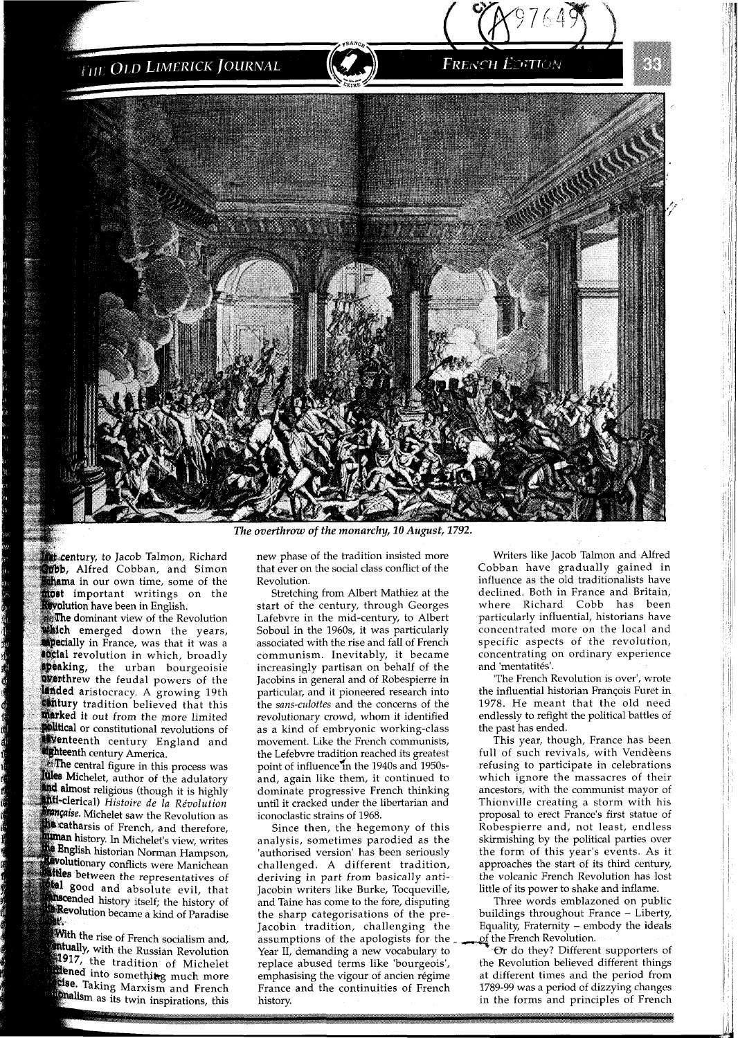*The overthrow of the monarchy, 10 August, 1792.*

...century, to Jacob Talmon, Richard Cobb, Alfred Cobban, and Simon Schama in our own time, some of the most important writings on the Revolution have been in English.

The dominant view of the Revolution which emerged down the years, especially in France, was that it was a social revolution in which, broadly speaking, the urban bourgeoisie overthrew the feudal powers of the landed aristocracy. A growing 19th century tradition believed that this marked it out from the more limited political or constitutional revolutions of seventeenth century England and eighteenth century America.

The central figure in this process was Jules Michelet, author of the adulatory and almost religious (though it is highly anti-clerical) *Histoire de la Révolution Française*. Michelet saw the Revolution as the catharsis of French, and therefore, human history. In Michelet's view, writes the English historian Norman Hampson, Revolutionary conflicts were Manichean battles between the representatives of total good and absolute evil, that transcended history itself; the history of the Revolution became a kind of Paradise Lost.

With the rise of French socialism and, eventually, with the Russian Revolution of 1917, the tradition of Michelet hardened into something much more precise. Taking Marxism and French nationalism as its twin inspirations, this new phase of the tradition insisted more that ever on the social class conflict of the Revolution.

Stretching from Albert Mathiez at the start of the century, through Georges Lafebvre in the mid-century, to Albert Soboul in the 1960s, it was particularly associated with the rise and fall of French communism. Inevitably, it became increasingly partisan on behalf of the Jacobins in general and of Robespierre in particular, and it pioneered research into the *sans-culottes* and the concerns of the revolutionary crowd, whom it identified as a kind of embryonic working-class movement. Like the French communists, the Lefebvre tradition reached its greatest point of influence in the 1940s and 1950s-and, again like them, it continued to dominate progressive French thinking until it cracked under the libertarian and iconoclastic strains of 1968.

Since then, the hegemony of this analysis, sometimes parodied as the 'authorised version' has been seriously challenged. A different tradition, deriving in part from basically anti-Jacobin writers like Burke, Tocqueville, and Taine has come to the fore, disputing the sharp categorisations of the pre-Jacobin tradition, challenging the assumptions of the apologists for the Year II, demanding a new vocabulary to replace abused terms like 'bourgeois', emphasising the vigour of ancien régime France and the continuities of French history.

Writers like Jacob Talmon and Alfred Cobban have gradually gained in influence as the old traditionalists have declined. Both in France and Britain, where Richard Cobb has been particularly influential, historians have concentrated more on the local and specific aspects of the revolution, concentrating on ordinary experience and 'mentatités'.

'The French Revolution is over', wrote the influential historian François Furet in 1978. He meant that the old need endlessly to refight the political battles of the past has ended.

This year, though, France has been full of such revivals, with Vendèens refusing to participate in celebrations which ignore the massacres of their ancestors, with the communist mayor of Thionville creating a storm with his proposal to erect France's first statue of Robespierre and, not least, endless skirmishing by the political parties over the form of this year's events. As it approaches the start of its third century, the volcanic French Revolution has lost little of its power to shake and inflame.

Three words emblazoned on public buildings throughout France – Liberty, Equality, Fraternity – embody the ideals of the French Revolution.

Or do they? Different supporters of the Revolution believed different things at different times and the period from 1789-99 was a period of dizzying changes in the forms and principles of French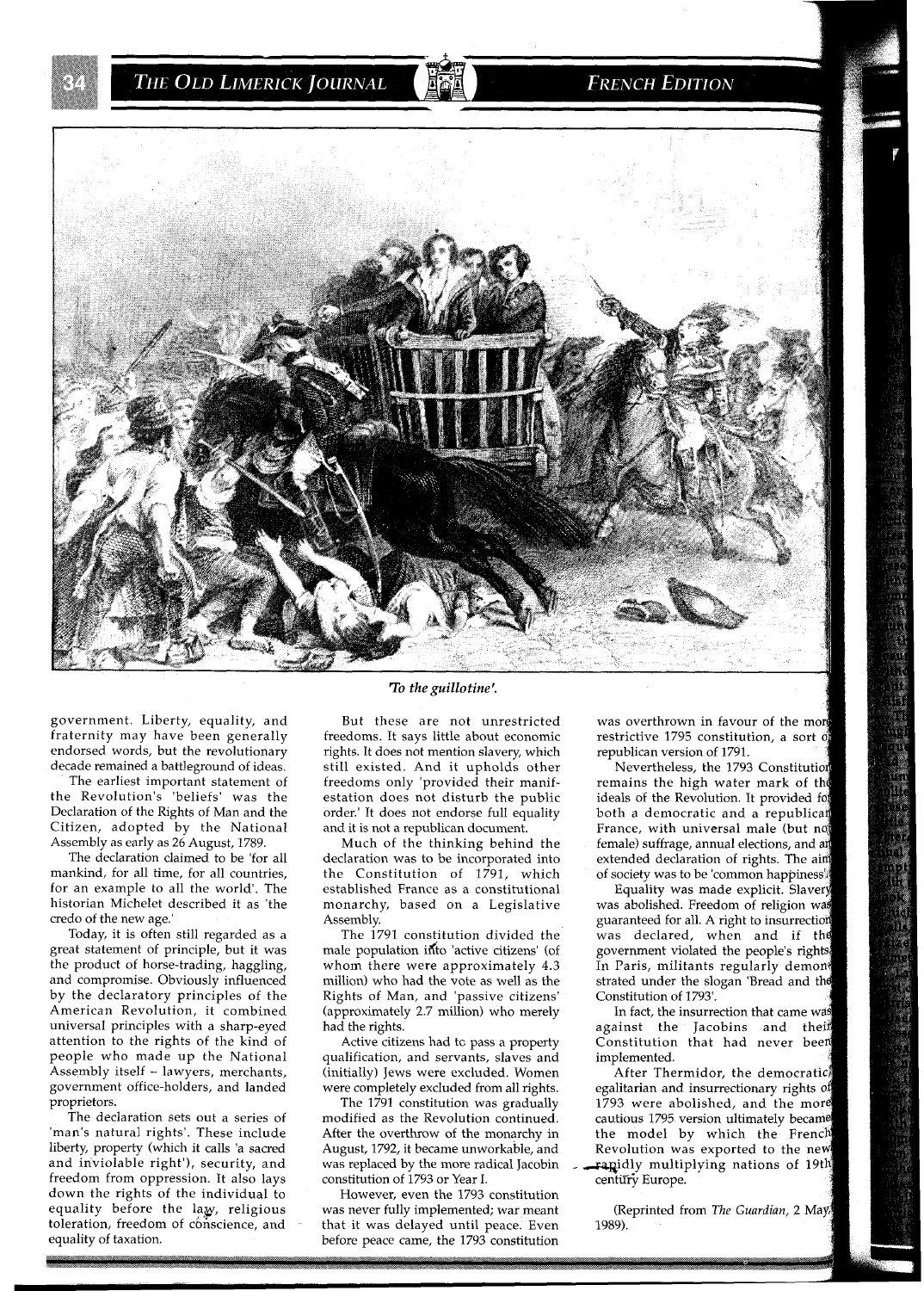*'To the guillotine'.*

government. Liberty, equality, and fraternity may have been generally endorsed words, but the revolutionary decade remained a battleground of ideas.

The earliest important statement of the Revolution's 'beliefs' was the Declaration of the Rights of Man and the Citizen, adopted by the National Assembly as early as 26 August, 1789.

The declaration claimed to be 'for all mankind, for all time, for all countries, for an example to all the world'. The historian Michelet described it as 'the credo of the new age.'

Today, it is often still regarded as a great statement of principle, but it was the product of horse-trading, haggling, and compromise. Obviously influenced by the declaratory principles of the American Revolution, it combined universal principles with a sharp-eyed attention to the rights of the kind of people who made up the National Assembly itself – lawyers, merchants, government office-holders, and landed proprietors.

The declaration sets out a series of 'man's natural rights'. These include liberty, property (which it calls 'a sacred and inviolable right'), security, and freedom from oppression. It also lays down the rights of the individual to equality before the law, religious toleration, freedom of conscience, and equality of taxation.

But these are not unrestricted freedoms. It says little about economic rights. It does not mention slavery, which still existed. And it upholds other freedoms only 'provided their manifestation does not disturb the public order.' It does not endorse full equality and it is not a republican document.

Much of the thinking behind the declaration was to be incorporated into the Constitution of 1791, which established France as a constitutional monarchy, based on a Legislative Assembly.

The 1791 constitution divided the male population into 'active citizens' (of whom there were approximately 4.3 million) who had the vote as well as the Rights of Man, and 'passive citizens' (approximately 2.7 million) who merely had the rights.

Active citizens had to pass a property qualification, and servants, slaves and (initially) Jews were excluded. Women were completely excluded from all rights.

The 1791 constitution was gradually modified as the Revolution continued. After the overthrow of the monarchy in August, 1792, it became unworkable, and was replaced by the more radical Jacobin constitution of 1793 or Year I.

However, even the 1793 constitution was never fully implemented; war meant that it was delayed until peace. Even before peace came, the 1793 constitution was overthrown in favour of the more restrictive 1795 constitution, a sort of republican version of 1791.

Nevertheless, the 1793 Constitution remains the high water mark of the ideals of the Revolution. It provided for both a democratic and a republican France, with universal male (but not female) suffrage, annual elections, and an extended declaration of rights. The aim of society was to be 'common happiness'.

Equality was made explicit. Slavery was abolished. Freedom of religion was guaranteed for all. A right to insurrection was declared, when and if the government violated the people's rights. In Paris, militants regularly demonstrated under the slogan 'Bread and the Constitution of 1793'.

In fact, the insurrection that came was against the Jacobins and their Constitution that had never been implemented.

After Thermidor, the democratic, egalitarian and insurrectionary rights of 1793 were abolished, and the more cautious 1795 version ultimately became the model by which the French Revolution was exported to the new rapidly multiplying nations of 19th century Europe.

(Reprinted from *The Guardian*, 2 May, 1989).